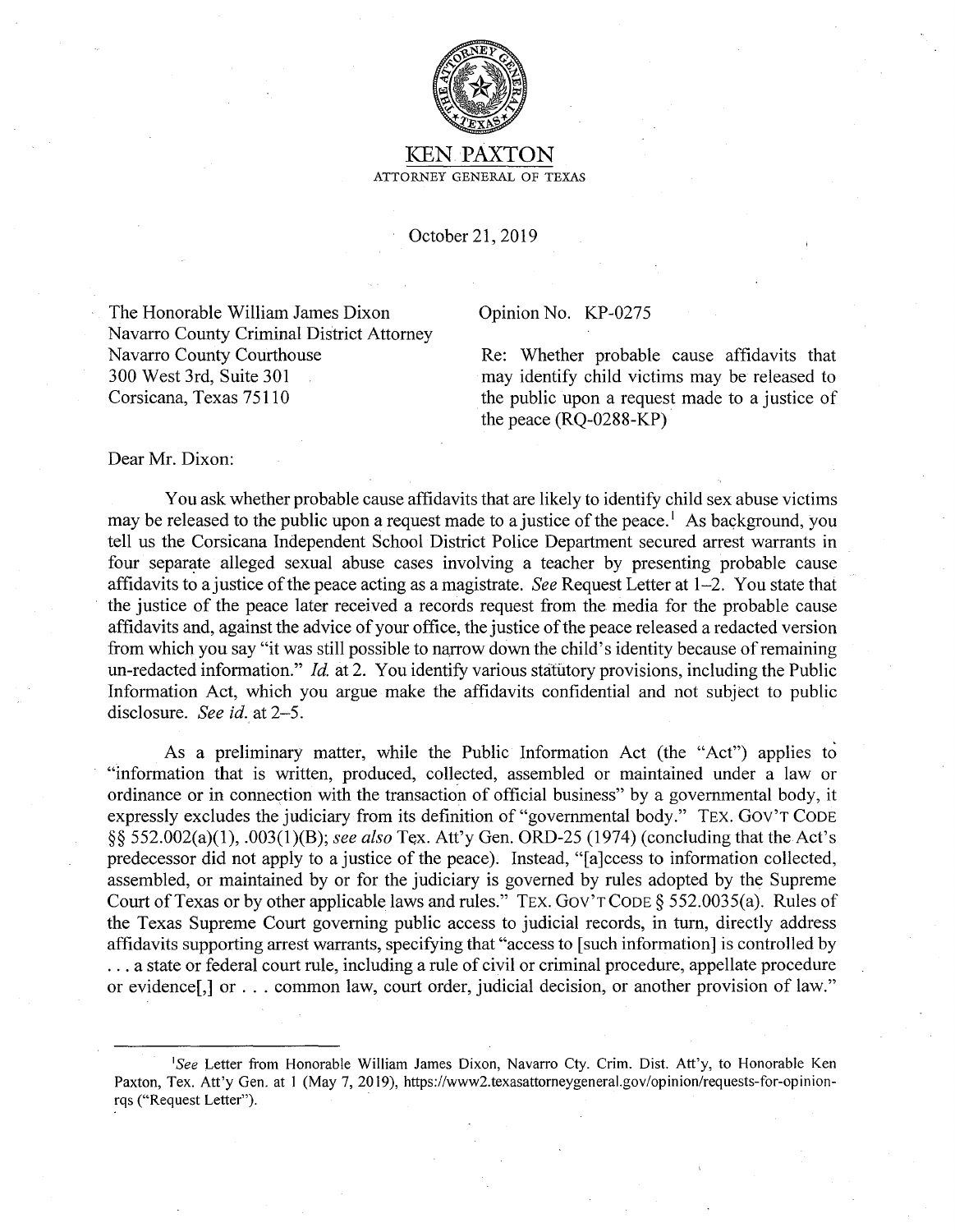# KEN PAXTON

ATTORNEY GENERAL OF TEXAS

October 21, 2019

The Honorable William James Dixon
Navarro County Criminal District Attorney
Navarro County Courthouse
300 West 3rd, Suite 301
Corsicana, Texas 75110

Opinion No. KP-0275

Re: Whether probable cause affidavits that may identify child victims may be released to the public upon a request made to a justice of the peace (RQ-0288-KP)

Dear Mr. Dixon:

You ask whether probable cause affidavits that are likely to identify child sex abuse victims may be released to the public upon a request made to a justice of the peace.[1] As background, you tell us the Corsicana Independent School District Police Department secured arrest warrants in four separate alleged sexual abuse cases involving a teacher by presenting probable cause affidavits to a justice of the peace acting as a magistrate. *See* Request Letter at 1–2. You state that the justice of the peace later received a records request from the media for the probable cause affidavits and, against the advice of your office, the justice of the peace released a redacted version from which you say "it was still possible to narrow down the child's identity because of remaining un-redacted information." *Id.* at 2. You identify various statutory provisions, including the Public Information Act, which you argue make the affidavits confidential and not subject to public disclosure. *See id.* at 2–5.

As a preliminary matter, while the Public Information Act (the "Act") applies to "information that is written, produced, collected, assembled or maintained under a law or ordinance or in connection with the transaction of official business" by a governmental body, it expressly excludes the judiciary from its definition of "governmental body." TEX. GOV'T CODE §§ 552.002(a)(1), .003(1)(B); *see also* Tex. Att'y Gen. ORD-25 (1974) (concluding that the Act's predecessor did not apply to a justice of the peace). Instead, "[a]ccess to information collected, assembled, or maintained by or for the judiciary is governed by rules adopted by the Supreme Court of Texas or by other applicable laws and rules." TEX. GOV'T CODE § 552.0035(a). Rules of the Texas Supreme Court governing public access to judicial records, in turn, directly address affidavits supporting arrest warrants, specifying that "access to [such information] is controlled by . . . a state or federal court rule, including a rule of civil or criminal procedure, appellate procedure or evidence[,] or . . . common law, court order, judicial decision, or another provision of law."

---

[1] *See* Letter from Honorable William James Dixon, Navarro Cty. Crim. Dist. Att'y, to Honorable Ken Paxton, Tex. Att'y Gen. at 1 (May 7, 2019), https://www2.texasattorneygeneral.gov/opinion/requests-for-opinion-rqs ("Request Letter").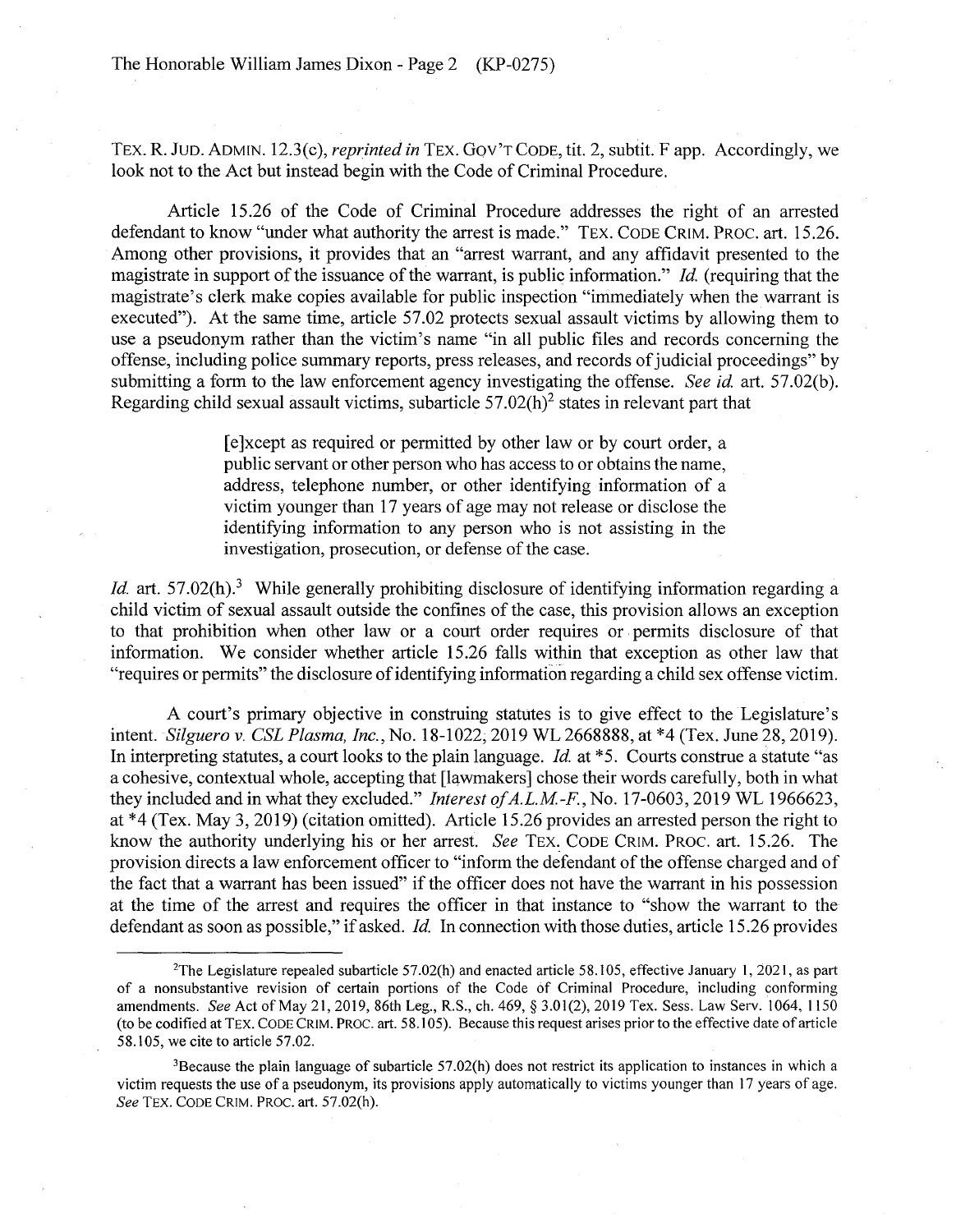TEX. R. JUD. ADMIN. 12.3(c), *reprinted in* TEX. GOV'T CODE, tit. 2, subtit. F app. Accordingly, we look not to the Act but instead begin with the Code of Criminal Procedure.

Article 15.26 of the Code of Criminal Procedure addresses the right of an arrested defendant to know "under what authority the arrest is made." TEX. CODE CRIM. PROC. art. 15.26. Among other provisions, it provides that an "arrest warrant, and any affidavit presented to the magistrate in support of the issuance of the warrant, is public information." *Id.* (requiring that the magistrate's clerk make copies available for public inspection "immediately when the warrant is executed"). At the same time, article 57.02 protects sexual assault victims by allowing them to use a pseudonym rather than the victim's name "in all public files and records concerning the offense, including police summary reports, press releases, and records of judicial proceedings" by submitting a form to the law enforcement agency investigating the offense. *See id.* art. 57.02(b). Regarding child sexual assault victims, subarticle 57.02(h)[2] states in relevant part that

> [e]xcept as required or permitted by other law or by court order, a public servant or other person who has access to or obtains the name, address, telephone number, or other identifying information of a victim younger than 17 years of age may not release or disclose the identifying information to any person who is not assisting in the investigation, prosecution, or defense of the case.

*Id.* art. 57.02(h).[3] While generally prohibiting disclosure of identifying information regarding a child victim of sexual assault outside the confines of the case, this provision allows an exception to that prohibition when other law or a court order requires or permits disclosure of that information. We consider whether article 15.26 falls within that exception as other law that "requires or permits" the disclosure of identifying information regarding a child sex offense victim.

A court's primary objective in construing statutes is to give effect to the Legislature's intent. *Silguero v. CSL Plasma, Inc.*, No. 18-1022, 2019 WL 2668888, at *4 (Tex. June 28, 2019). In interpreting statutes, a court looks to the plain language. *Id.* at *5. Courts construe a statute "as a cohesive, contextual whole, accepting that [lawmakers] chose their words carefully, both in what they included and in what they excluded." *Interest of A.L.M.-F.*, No. 17-0603, 2019 WL 1966623, at *4 (Tex. May 3, 2019) (citation omitted). Article 15.26 provides an arrested person the right to know the authority underlying his or her arrest. *See* TEX. CODE CRIM. PROC. art. 15.26. The provision directs a law enforcement officer to "inform the defendant of the offense charged and of the fact that a warrant has been issued" if the officer does not have the warrant in his possession at the time of the arrest and requires the officer in that instance to "show the warrant to the defendant as soon as possible," if asked. *Id.* In connection with those duties, article 15.26 provides

---

[2]The Legislature repealed subarticle 57.02(h) and enacted article 58.105, effective January 1, 2021, as part of a nonsubstantive revision of certain portions of the Code of Criminal Procedure, including conforming amendments. *See* Act of May 21, 2019, 86th Leg., R.S., ch. 469, § 3.01(2), 2019 Tex. Sess. Law Serv. 1064, 1150 (to be codified at TEX. CODE CRIM. PROC. art. 58.105). Because this request arises prior to the effective date of article 58.105, we cite to article 57.02.

[3]Because the plain language of subarticle 57.02(h) does not restrict its application to instances in which a victim requests the use of a pseudonym, its provisions apply automatically to victims younger than 17 years of age. *See* TEX. CODE CRIM. PROC. art. 57.02(h).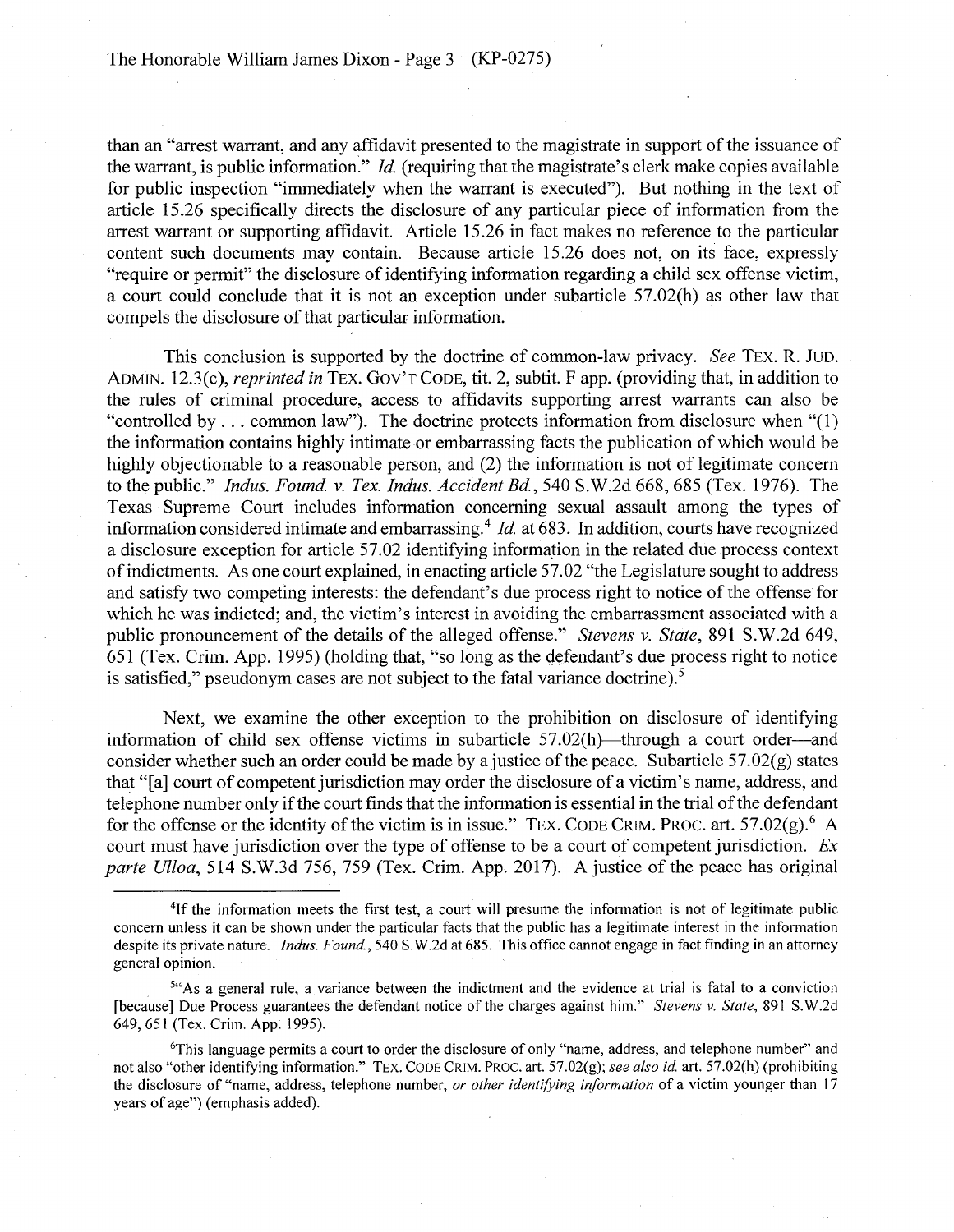than an "arrest warrant, and any affidavit presented to the magistrate in support of the issuance of the warrant, is public information." *Id.* (requiring that the magistrate's clerk make copies available for public inspection "immediately when the warrant is executed"). But nothing in the text of article 15.26 specifically directs the disclosure of any particular piece of information from the arrest warrant or supporting affidavit. Article 15.26 in fact makes no reference to the particular content such documents may contain. Because article 15.26 does not, on its face, expressly "require or permit" the disclosure of identifying information regarding a child sex offense victim, a court could conclude that it is not an exception under subarticle 57.02(h) as other law that compels the disclosure of that particular information.

This conclusion is supported by the doctrine of common-law privacy. *See* TEX. R. JUD. ADMIN. 12.3(c), *reprinted in* TEX. GOV'T CODE, tit. 2, subtit. F app. (providing that, in addition to the rules of criminal procedure, access to affidavits supporting arrest warrants can also be "controlled by . . . common law"). The doctrine protects information from disclosure when "(1) the information contains highly intimate or embarrassing facts the publication of which would be highly objectionable to a reasonable person, and (2) the information is not of legitimate concern to the public." *Indus. Found. v. Tex. Indus. Accident Bd.*, 540 S.W.2d 668, 685 (Tex. 1976). The Texas Supreme Court includes information concerning sexual assault among the types of information considered intimate and embarrassing.[4] *Id.* at 683. In addition, courts have recognized a disclosure exception for article 57.02 identifying information in the related due process context of indictments. As one court explained, in enacting article 57.02 "the Legislature sought to address and satisfy two competing interests: the defendant's due process right to notice of the offense for which he was indicted; and, the victim's interest in avoiding the embarrassment associated with a public pronouncement of the details of the alleged offense." *Stevens v. State*, 891 S.W.2d 649, 651 (Tex. Crim. App. 1995) (holding that, "so long as the defendant's due process right to notice is satisfied," pseudonym cases are not subject to the fatal variance doctrine).[5]

Next, we examine the other exception to the prohibition on disclosure of identifying information of child sex offense victims in subarticle 57.02(h)—through a court order—and consider whether such an order could be made by a justice of the peace. Subarticle 57.02(g) states that "[a] court of competent jurisdiction may order the disclosure of a victim's name, address, and telephone number only if the court finds that the information is essential in the trial of the defendant for the offense or the identity of the victim is in issue." TEX. CODE CRIM. PROC. art. 57.02(g).[6] A court must have jurisdiction over the type of offense to be a court of competent jurisdiction. *Ex parte Ulloa*, 514 S.W.3d 756, 759 (Tex. Crim. App. 2017). A justice of the peace has original

---

[4]If the information meets the first test, a court will presume the information is not of legitimate public concern unless it can be shown under the particular facts that the public has a legitimate interest in the information despite its private nature. *Indus. Found.*, 540 S.W.2d at 685. This office cannot engage in fact finding in an attorney general opinion.

[5]"As a general rule, a variance between the indictment and the evidence at trial is fatal to a conviction [because] Due Process guarantees the defendant notice of the charges against him." *Stevens v. State*, 891 S.W.2d 649, 651 (Tex. Crim. App. 1995).

[6]This language permits a court to order the disclosure of only "name, address, and telephone number" and not also "other identifying information." TEX. CODE CRIM. PROC. art. 57.02(g); *see also id.* art. 57.02(h) (prohibiting the disclosure of "name, address, telephone number, *or other identifying information* of a victim younger than 17 years of age") (emphasis added).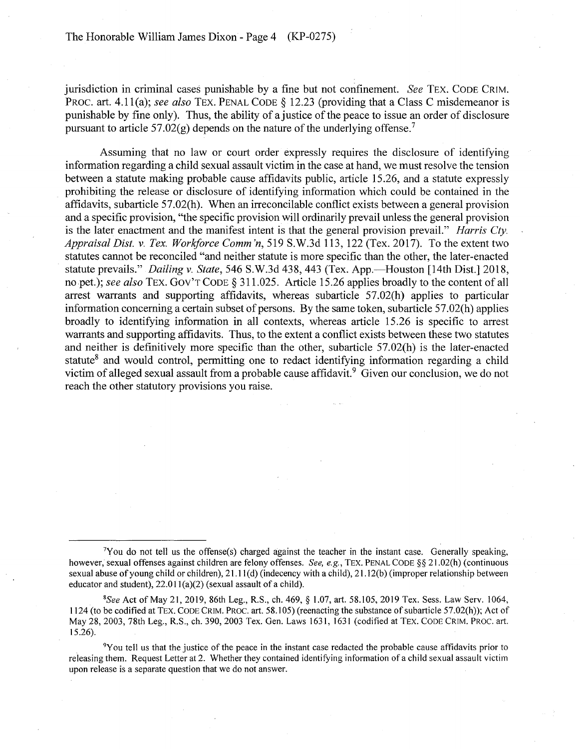jurisdiction in criminal cases punishable by a fine but not confinement. *See* TEX. CODE CRIM. PROC. art. 4.11(a); *see also* TEX. PENAL CODE § 12.23 (providing that a Class C misdemeanor is punishable by fine only). Thus, the ability of a justice of the peace to issue an order of disclosure pursuant to article 57.02(g) depends on the nature of the underlying offense.[7]

Assuming that no law or court order expressly requires the disclosure of identifying information regarding a child sexual assault victim in the case at hand, we must resolve the tension between a statute making probable cause affidavits public, article 15.26, and a statute expressly prohibiting the release or disclosure of identifying information which could be contained in the affidavits, subarticle 57.02(h). When an irreconcilable conflict exists between a general provision and a specific provision, "the specific provision will ordinarily prevail unless the general provision is the later enactment and the manifest intent is that the general provision prevail." *Harris Cty. Appraisal Dist. v. Tex. Workforce Comm'n*, 519 S.W.3d 113, 122 (Tex. 2017). To the extent two statutes cannot be reconciled "and neither statute is more specific than the other, the later-enacted statute prevails." *Dailing v. State*, 546 S.W.3d 438, 443 (Tex. App.—Houston [14th Dist.] 2018, no pet.); *see also* TEX. GOV'T CODE § 311.025. Article 15.26 applies broadly to the content of all arrest warrants and supporting affidavits, whereas subarticle 57.02(h) applies to particular information concerning a certain subset of persons. By the same token, subarticle 57.02(h) applies broadly to identifying information in all contexts, whereas article 15.26 is specific to arrest warrants and supporting affidavits. Thus, to the extent a conflict exists between these two statutes and neither is definitively more specific than the other, subarticle 57.02(h) is the later-enacted statute[8] and would control, permitting one to redact identifying information regarding a child victim of alleged sexual assault from a probable cause affidavit.[9] Given our conclusion, we do not reach the other statutory provisions you raise.

---

[7]You do not tell us the offense(s) charged against the teacher in the instant case. Generally speaking, however, sexual offenses against children are felony offenses. *See, e.g.*, TEX. PENAL CODE §§ 21.02(h) (continuous sexual abuse of young child or children), 21.11(d) (indecency with a child), 21.12(b) (improper relationship between educator and student), 22.011(a)(2) (sexual assault of a child).

[8]*See* Act of May 21, 2019, 86th Leg., R.S., ch. 469, § 1.07, art. 58.105, 2019 Tex. Sess. Law Serv. 1064, 1124 (to be codified at TEX. CODE CRIM. PROC. art. 58.105) (reenacting the substance of subarticle 57.02(h)); Act of May 28, 2003, 78th Leg., R.S., ch. 390, 2003 Tex. Gen. Laws 1631, 1631 (codified at TEX. CODE CRIM. PROC. art. 15.26).

[9]You tell us that the justice of the peace in the instant case redacted the probable cause affidavits prior to releasing them. Request Letter at 2. Whether they contained identifying information of a child sexual assault victim upon release is a separate question that we do not answer.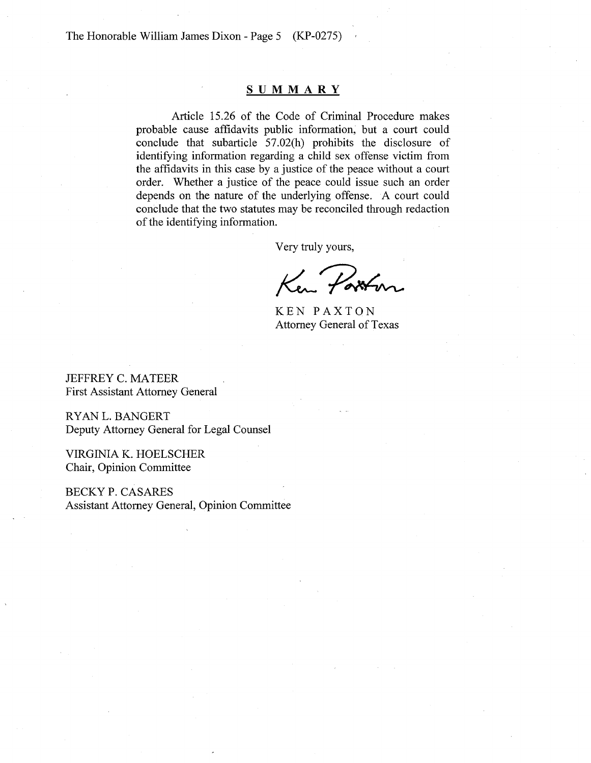## SUMMARY

Article 15.26 of the Code of Criminal Procedure makes probable cause affidavits public information, but a court could conclude that subarticle 57.02(h) prohibits the disclosure of identifying information regarding a child sex offense victim from the affidavits in this case by a justice of the peace without a court order. Whether a justice of the peace could issue such an order depends on the nature of the underlying offense. A court could conclude that the two statutes may be reconciled through redaction of the identifying information.

Very truly yours,

Ken Paxton

KEN PAXTON
Attorney General of Texas

JEFFREY C. MATEER
First Assistant Attorney General

RYAN L. BANGERT
Deputy Attorney General for Legal Counsel

VIRGINIA K. HOELSCHER
Chair, Opinion Committee

BECKY P. CASARES
Assistant Attorney General, Opinion Committee